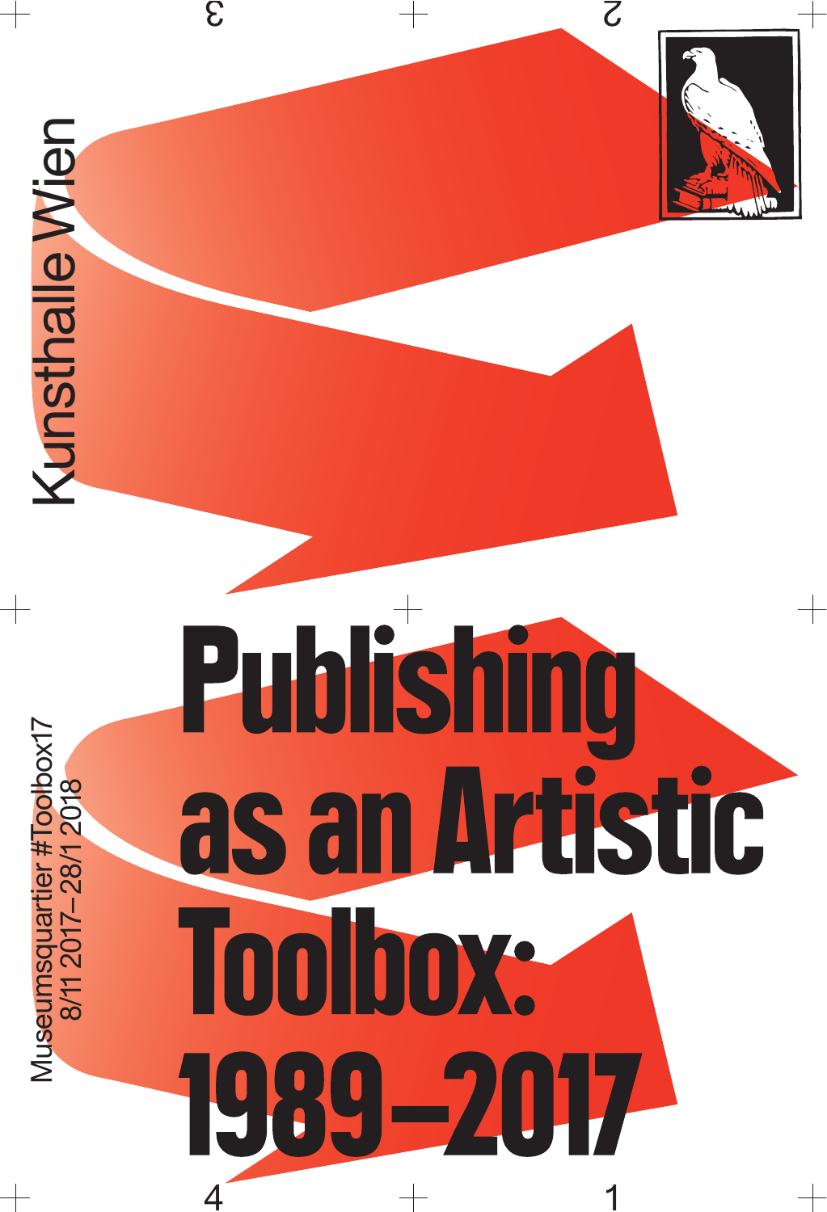Kunsthalle Wien

# Publishing as an Artistic Toolbox: 1989–2017

Museumsquartier #Toolbox17
8/11 2017–28/1 2018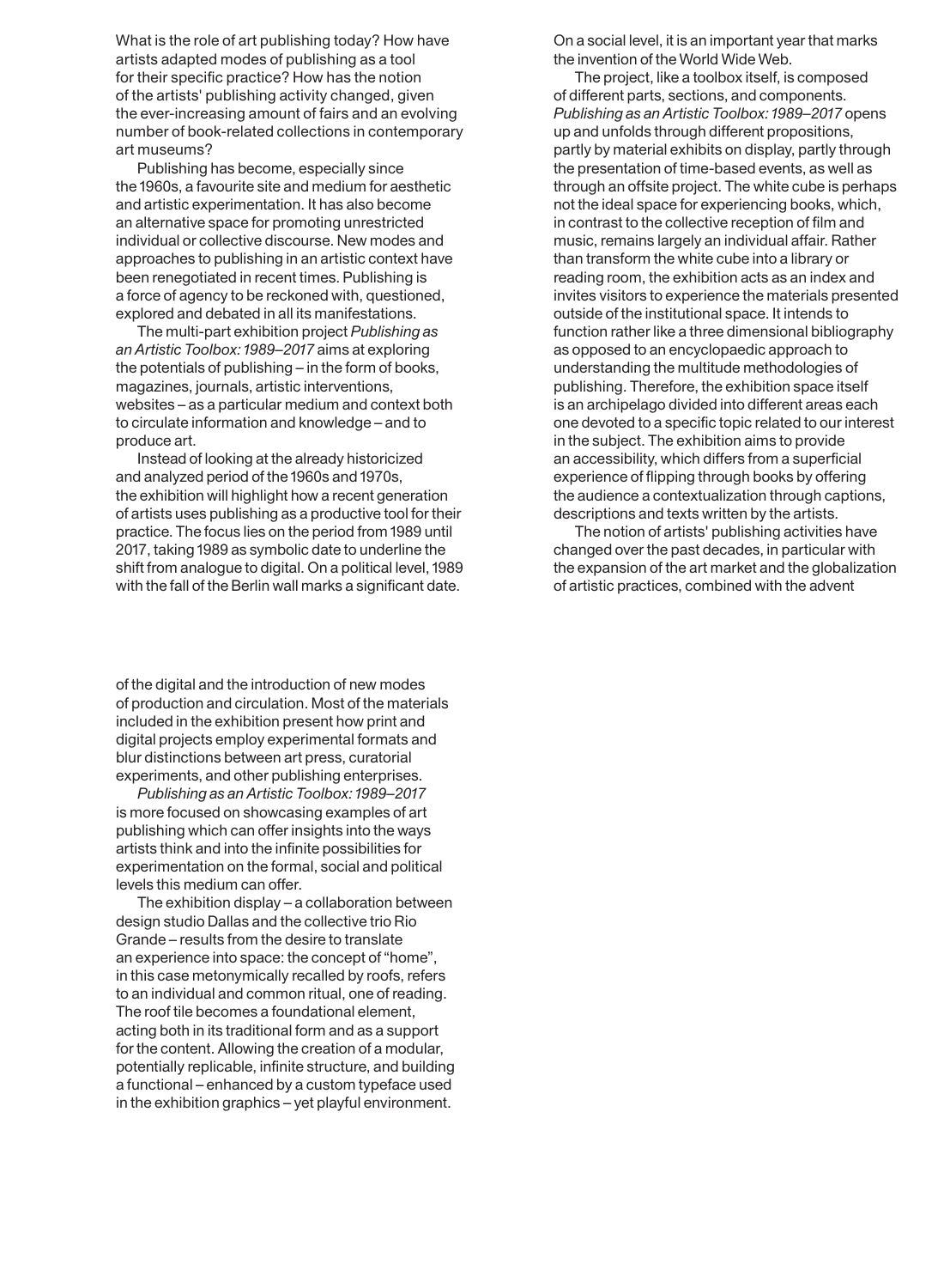What is the role of art publishing today? How have artists adapted modes of publishing as a tool for their specific practice? How has the notion of the artists' publishing activity changed, given the ever-increasing amount of fairs and an evolving number of book-related collections in contemporary art museums?

Publishing has become, especially since the 1960s, a favourite site and medium for aesthetic and artistic experimentation. It has also become an alternative space for promoting unrestricted individual or collective discourse. New modes and approaches to publishing in an artistic context have been renegotiated in recent times. Publishing is a force of agency to be reckoned with, questioned, explored and debated in all its manifestations.

The multi-part exhibition project *Publishing as an Artistic Toolbox: 1989–2017* aims at exploring the potentials of publishing – in the form of books, magazines, journals, artistic interventions, websites – as a particular medium and context both to circulate information and knowledge – and to produce art.

Instead of looking at the already historicized and analyzed period of the 1960s and 1970s, the exhibition will highlight how a recent generation of artists uses publishing as a productive tool for their practice. The focus lies on the period from 1989 until 2017, taking 1989 as symbolic date to underline the shift from analogue to digital. On a political level, 1989 with the fall of the Berlin wall marks a significant date. On a social level, it is an important year that marks the invention of the World Wide Web.

The project, like a toolbox itself, is composed of different parts, sections, and components. *Publishing as an Artistic Toolbox: 1989–2017* opens up and unfolds through different propositions, partly by material exhibits on display, partly through the presentation of time-based events, as well as through an offsite project. The white cube is perhaps not the ideal space for experiencing books, which, in contrast to the collective reception of film and music, remains largely an individual affair. Rather than transform the white cube into a library or reading room, the exhibition acts as an index and invites visitors to experience the materials presented outside of the institutional space. It intends to function rather like a three dimensional bibliography as opposed to an encyclopaedic approach to understanding the multitude methodologies of publishing. Therefore, the exhibition space itself is an archipelago divided into different areas each one devoted to a specific topic related to our interest in the subject. The exhibition aims to provide an accessibility, which differs from a superficial experience of flipping through books by offering the audience a contextualization through captions, descriptions and texts written by the artists.

The notion of artists' publishing activities have changed over the past decades, in particular with the expansion of the art market and the globalization of artistic practices, combined with the advent of the digital and the introduction of new modes of production and circulation. Most of the materials included in the exhibition present how print and digital projects employ experimental formats and blur distinctions between art press, curatorial experiments, and other publishing enterprises.

*Publishing as an Artistic Toolbox: 1989–2017* is more focused on showcasing examples of art publishing which can offer insights into the ways artists think and into the infinite possibilities for experimentation on the formal, social and political levels this medium can offer.

The exhibition display – a collaboration between design studio Dallas and the collective trio Rio Grande – results from the desire to translate an experience into space: the concept of "home", in this case metonymically recalled by roofs, refers to an individual and common ritual, one of reading. The roof tile becomes a foundational element, acting both in its traditional form and as a support for the content. Allowing the creation of a modular, potentially replicable, infinite structure, and building a functional – enhanced by a custom typeface used in the exhibition graphics – yet playful environment.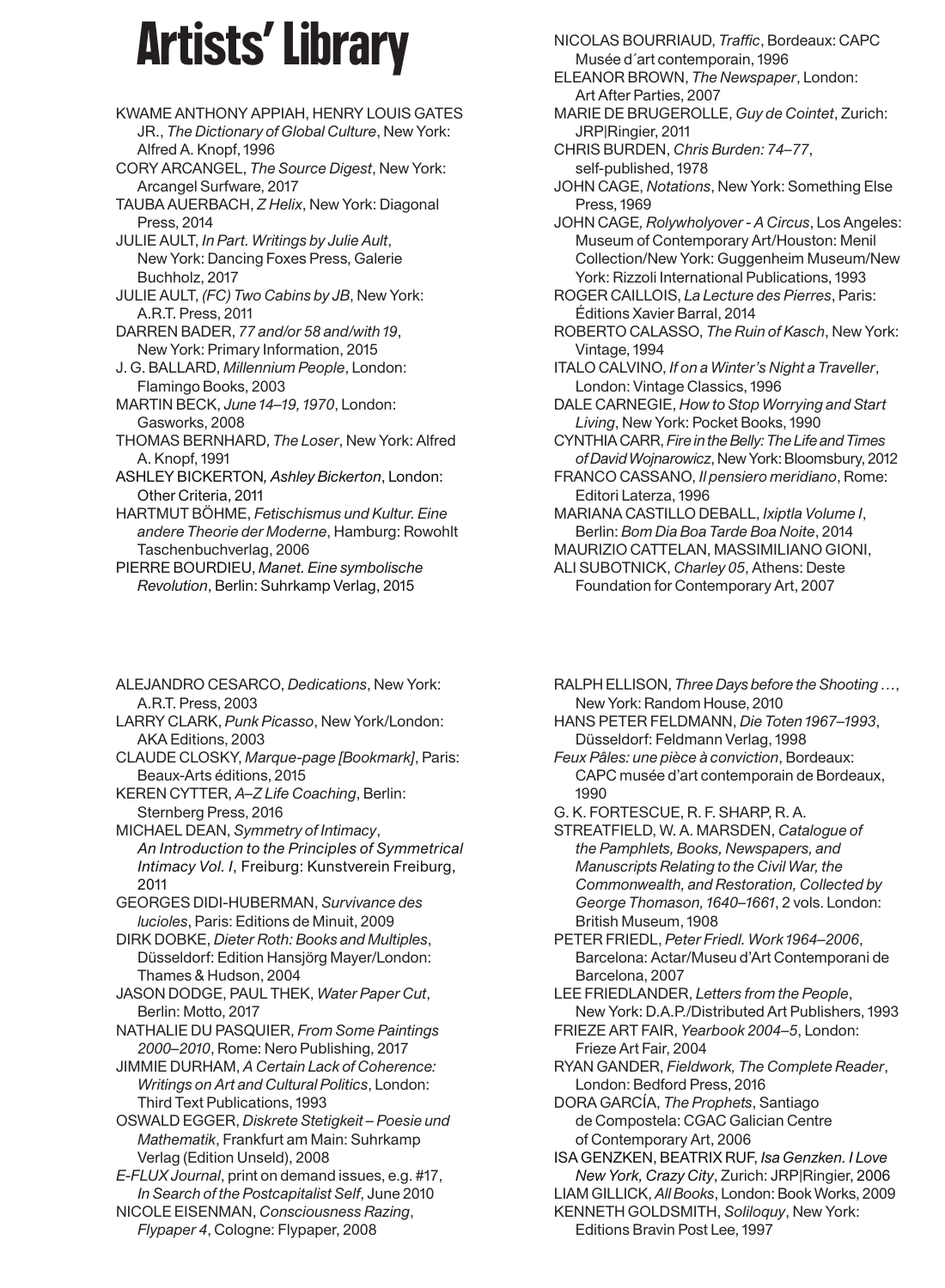# Artists' Library

KWAME ANTHONY APPIAH, HENRY LOUIS GATES JR., *The Dictionary of Global Culture*, New York: Alfred A. Knopf, 1996

CORY ARCANGEL, *The Source Digest*, New York: Arcangel Surfware, 2017

TAUBA AUERBACH, *Z Helix*, New York: Diagonal Press, 2014

JULIE AULT, *In Part. Writings by Julie Ault*, New York: Dancing Foxes Press, Galerie Buchholz, 2017

JULIE AULT, *(FC) Two Cabins by JB*, New York: A.R.T. Press, 2011

DARREN BADER, *77 and/or 58 and/with 19*, New York: Primary Information, 2015

J. G. BALLARD, *Millennium People*, London: Flamingo Books, 2003

MARTIN BECK, *June 14–19, 1970*, London: Gasworks, 2008

THOMAS BERNHARD, *The Loser*, New York: Alfred A. Knopf, 1991

ASHLEY BICKERTON*, Ashley Bickerton*, London: Other Criteria, 2011

HARTMUT BÖHME, *Fetischismus und Kultur. Eine andere Theorie der Moderne*, Hamburg: Rowohlt Taschenbuchverlag, 2006

PIERRE BOURDIEU, *Manet. Eine symbolische Revolution*, Berlin: Suhrkamp Verlag, 2015

NICOLAS BOURRIAUD, *Traffic*, Bordeaux: CAPC Musée d´art contemporain, 1996

ELEANOR BROWN, *The Newspaper*, London: Art After Parties, 2007

MARIE DE BRUGEROLLE, *Guy de Cointet*, Zurich: JRP|Ringier, 2011

CHRIS BURDEN, *Chris Burden: 74–77*, self-published, 1978

JOHN CAGE, *Notations*, New York: Something Else Press, 1969

JOHN CAGE*, Rolywholyover - A Circus*, Los Angeles: Museum of Contemporary Art/Houston: Menil Collection/New York: Guggenheim Museum/New York: Rizzoli International Publications, 1993

ROGER CAILLOIS, *La Lecture des Pierres*, Paris: Éditions Xavier Barral, 2014

ROBERTO CALASSO, *The Ruin of Kasch*, New York: Vintage, 1994

ITALO CALVINO, *If on a Winter's Night a Traveller*, London: Vintage Classics, 1996

DALE CARNEGIE, *How to Stop Worrying and Start Living*, New York: Pocket Books, 1990

CYNTHIA CARR, *Fire in the Belly: The Life and Times of David Wojnarowicz*, New York: Bloomsbury, 2012

FRANCO CASSANO, *Il pensiero meridiano*, Rome: Editori Laterza, 1996

MARIANA CASTILLO DEBALL, *Ixiptla Volume I*, Berlin: *Bom Dia Boa Tarde Boa Noite*, 2014

MAURIZIO CATTELAN, MASSIMILIANO GIONI, ALI SUBOTNICK, *Charley 05*, Athens: Deste Foundation for Contemporary Art, 2007

ALEJANDRO CESARCO, *Dedications*, New York: A.R.T. Press, 2003

LARRY CLARK, *Punk Picasso*, New York/London: AKA Editions, 2003

CLAUDE CLOSKY, *Marque-page [Bookmark]*, Paris: Beaux-Arts éditions, 2015

KEREN CYTTER, *A–Z Life Coaching*, Berlin: Sternberg Press, 2016

MICHAEL DEAN, *Symmetry of Intimacy*, *An Introduction to the Principles of Symmetrical Intimacy Vol. I*, Freiburg: Kunstverein Freiburg, 2011

GEORGES DIDI-HUBERMAN, *Survivance des lucioles*, Paris: Editions de Minuit, 2009

DIRK DOBKE, *Dieter Roth: Books and Multiples*, Düsseldorf: Edition Hansjörg Mayer/London: Thames & Hudson, 2004

JASON DODGE, PAUL THEK, *Water Paper Cut*, Berlin: Motto, 2017

NATHALIE DU PASQUIER, *From Some Paintings 2000–2010*, Rome: Nero Publishing, 2017

JIMMIE DURHAM, *A Certain Lack of Coherence: Writings on Art and Cultural Politics*, London: Third Text Publications, 1993

OSWALD EGGER, *Diskrete Stetigkeit – Poesie und Mathematik*, Frankfurt am Main: Suhrkamp Verlag (Edition Unseld), 2008

*E-FLUX Journal*, print on demand issues, e.g. #17, *In Search of the Postcapitalist Self*, June 2010

NICOLE EISENMAN, *Consciousness Razing*, *Flypaper 4*, Cologne: Flypaper, 2008

RALPH ELLISON, *Three Days before the Shooting …*, New York: Random House, 2010

HANS PETER FELDMANN, *Die Toten 1967–1993*, Düsseldorf: Feldmann Verlag, 1998

*Feux Pâles: une pièce à conviction*, Bordeaux: CAPC musée d'art contemporain de Bordeaux, 1990

G. K. FORTESCUE, R. F. SHARP, R. A. STREATFIELD, W. A. MARSDEN, *Catalogue of the Pamphlets, Books, Newspapers, and Manuscripts Relating to the Civil War, the Commonwealth, and Restoration, Collected by George Thomason, 1640–1661*, 2 vols. London: British Museum, 1908

PETER FRIEDL, *Peter Friedl. Work 1964–2006*, Barcelona: Actar/Museu d'Art Contemporani de Barcelona, 2007

LEE FRIEDLANDER, *Letters from the People*, New York: D.A.P./Distributed Art Publishers, 1993

FRIEZE ART FAIR, *Yearbook 2004–5*, London: Frieze Art Fair, 2004

RYAN GANDER, *Fieldwork, The Complete Reader*, London: Bedford Press, 2016

DORA GARCÍA, *The Prophets*, Santiago de Compostela: CGAC Galician Centre of Contemporary Art, 2006

ISA GENZKEN, BEATRIX RUF, *Isa Genzken. I Love New York, Crazy City*, Zurich: JRP|Ringier, 2006

LIAM GILLICK, *All Books*, London: Book Works, 2009

KENNETH GOLDSMITH, *Soliloquy*, New York: Editions Bravin Post Lee, 1997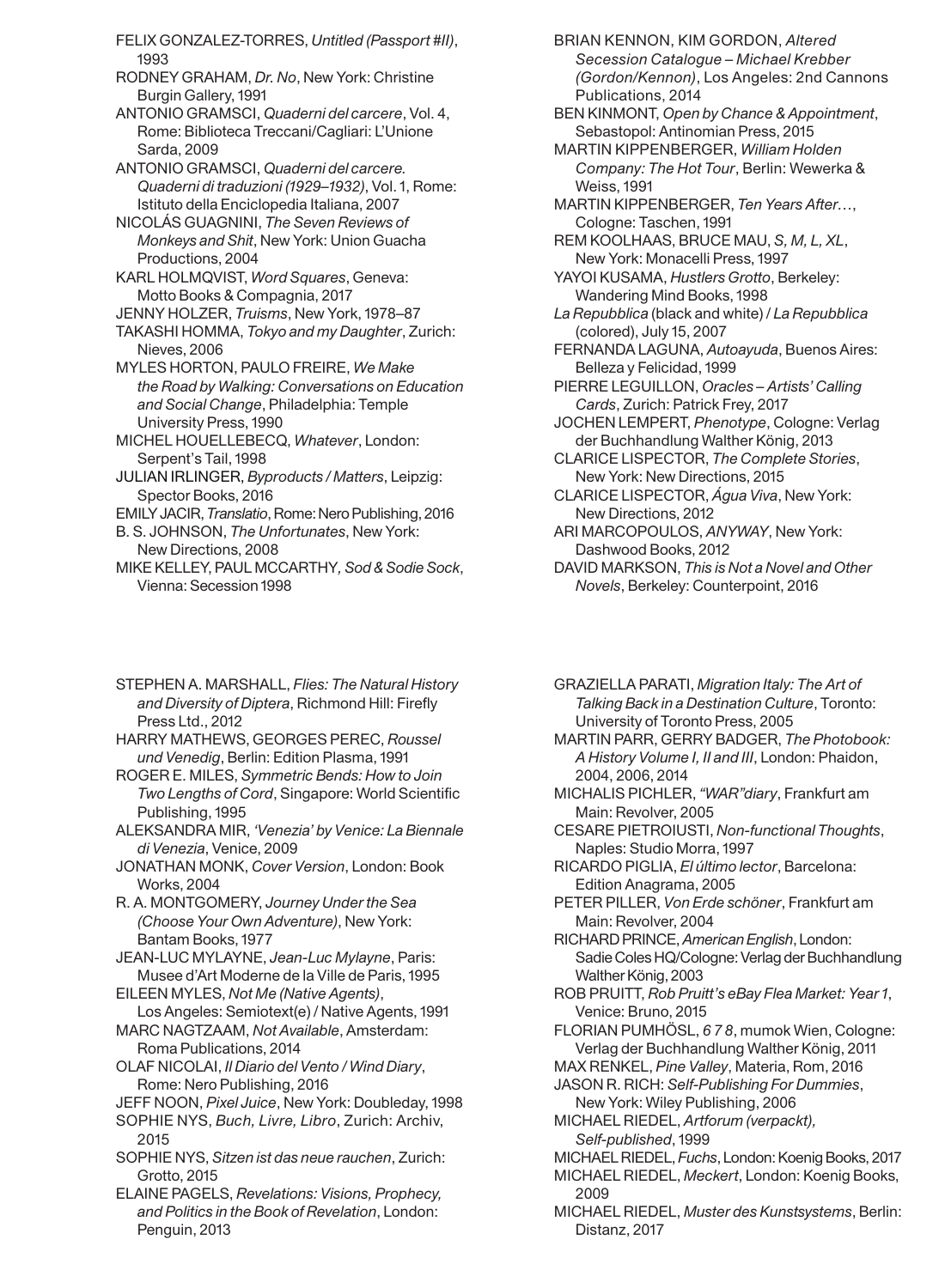FELIX GONZALEZ-TORRES, *Untitled (Passport #II)*, 1993

RODNEY GRAHAM, *Dr. No*, New York: Christine Burgin Gallery, 1991

ANTONIO GRAMSCI, *Quaderni del carcere*, Vol. 4, Rome: Biblioteca Treccani/Cagliari: L'Unione Sarda, 2009

ANTONIO GRAMSCI, *Quaderni del carcere. Quaderni di traduzioni (1929–1932)*, Vol. 1, Rome: Istituto della Enciclopedia Italiana, 2007

NICOLÁS GUAGNINI, *The Seven Reviews of Monkeys and Shit*, New York: Union Guacha Productions, 2004

KARL HOLMQVIST, *Word Squares*, Geneva: Motto Books & Compagnia, 2017

JENNY HOLZER, *Truisms*, New York, 1978–87

TAKASHI HOMMA, *Tokyo and my Daughter*, Zurich: Nieves, 2006

MYLES HORTON, PAULO FREIRE, *We Make the Road by Walking: Conversations on Education and Social Change*, Philadelphia: Temple University Press, 1990

MICHEL HOUELLEBECQ, *Whatever*, London: Serpent's Tail, 1998

JULIAN IRLINGER, *Byproducts / Matters*, Leipzig: Spector Books, 2016

EMILY JACIR, *Translatio*, Rome: Nero Publishing, 2016

B. S. JOHNSON, *The Unfortunates*, New York: New Directions, 2008

MIKE KELLEY, PAUL MCCARTHY*, Sod & Sodie Sock*, Vienna: Secession 1998

BRIAN KENNON, KIM GORDON, *Altered Secession Catalogue – Michael Krebber (Gordon/Kennon)*, Los Angeles: 2nd Cannons Publications, 2014

BEN KINMONT, *Open by Chance & Appointment*, Sebastopol: Antinomian Press, 2015

MARTIN KIPPENBERGER, *William Holden Company: The Hot Tour*, Berlin: Wewerka & Weiss, 1991

MARTIN KIPPENBERGER, *Ten Years After…*, Cologne: Taschen, 1991

REM KOOLHAAS, BRUCE MAU, *S, M, L, XL*, New York: Monacelli Press, 1997

YAYOI KUSAMA, *Hustlers Grotto*, Berkeley: Wandering Mind Books, 1998

*La Repubblica* (black and white) / *La Repubblica* (colored), July 15, 2007

FERNANDA LAGUNA, *Autoayuda*, Buenos Aires: Belleza y Felicidad, 1999

PIERRE LEGUILLON, *Oracles – Artists' Calling Cards*, Zurich: Patrick Frey, 2017

JOCHEN LEMPERT, *Phenotype*, Cologne: Verlag der Buchhandlung Walther König, 2013

CLARICE LISPECTOR, *The Complete Stories*, New York: New Directions, 2015

CLARICE LISPECTOR, *Água Viva*, New York: New Directions, 2012

ARI MARCOPOULOS, *ANYWAY*, New York: Dashwood Books, 2012

DAVID MARKSON, *This is Not a Novel and Other Novels*, Berkeley: Counterpoint, 2016

STEPHEN A. MARSHALL, *Flies: The Natural History and Diversity of Diptera*, Richmond Hill: Firefly Press Ltd., 2012

HARRY MATHEWS, GEORGES PEREC, *Roussel und Venedig*, Berlin: Edition Plasma, 1991

ROGER E. MILES, *Symmetric Bends: How to Join Two Lengths of Cord*, Singapore: World Scientific Publishing, 1995

ALEKSANDRA MIR, *'Venezia' by Venice: La Biennale di Venezia*, Venice, 2009

JONATHAN MONK, *Cover Version*, London: Book Works, 2004

R. A. MONTGOMERY, *Journey Under the Sea (Choose Your Own Adventure)*, New York: Bantam Books, 1977

JEAN-LUC MYLAYNE, *Jean-Luc Mylayne*, Paris: Musee d'Art Moderne de la Ville de Paris, 1995

EILEEN MYLES, *Not Me (Native Agents)*, Los Angeles: Semiotext(e) / Native Agents, 1991

MARC NAGTZAAM, *Not Available*, Amsterdam: Roma Publications, 2014

OLAF NICOLAI, *Il Diario del Vento / Wind Diary*, Rome: Nero Publishing, 2016

JEFF NOON, *Pixel Juice*, New York: Doubleday, 1998

SOPHIE NYS, *Buch, Livre, Libro*, Zurich: Archiv, 2015

SOPHIE NYS, *Sitzen ist das neue rauchen*, Zurich: Grotto, 2015

ELAINE PAGELS, *Revelations: Visions, Prophecy, and Politics in the Book of Revelation*, London: Penguin, 2013

GRAZIELLA PARATI, *Migration Italy: The Art of Talking Back in a Destination Culture*, Toronto: University of Toronto Press, 2005

MARTIN PARR, GERRY BADGER, *The Photobook: A History Volume I, II and III*, London: Phaidon, 2004, 2006, 2014

MICHALIS PICHLER, *"WAR"diary*, Frankfurt am Main: Revolver, 2005

CESARE PIETROIUSTI, *Non-functional Thoughts*, Naples: Studio Morra, 1997

RICARDO PIGLIA, *El último lector*, Barcelona: Edition Anagrama, 2005

PETER PILLER, *Von Erde schöner*, Frankfurt am Main: Revolver, 2004

RICHARD PRINCE, *American English*, London: Sadie Coles HQ/Cologne: Verlag der Buchhandlung Walther König, 2003

ROB PRUITT, *Rob Pruitt's eBay Flea Market: Year 1*, Venice: Bruno, 2015

FLORIAN PUMHÖSL, *6 7 8*, mumok Wien, Cologne: Verlag der Buchhandlung Walther König, 2011

MAX RENKEL, *Pine Valley*, Materia, Rom, 2016

JASON R. RICH: *Self-Publishing For Dummies*, New York: Wiley Publishing, 2006

MICHAEL RIEDEL, *Artforum (verpackt), Self-published*, 1999

MICHAEL RIEDEL, *Fuchs*, London: Koenig Books, 2017

MICHAEL RIEDEL, *Meckert*, London: Koenig Books, 2009

MICHAEL RIEDEL, *Muster des Kunstsystems*, Berlin: Distanz, 2017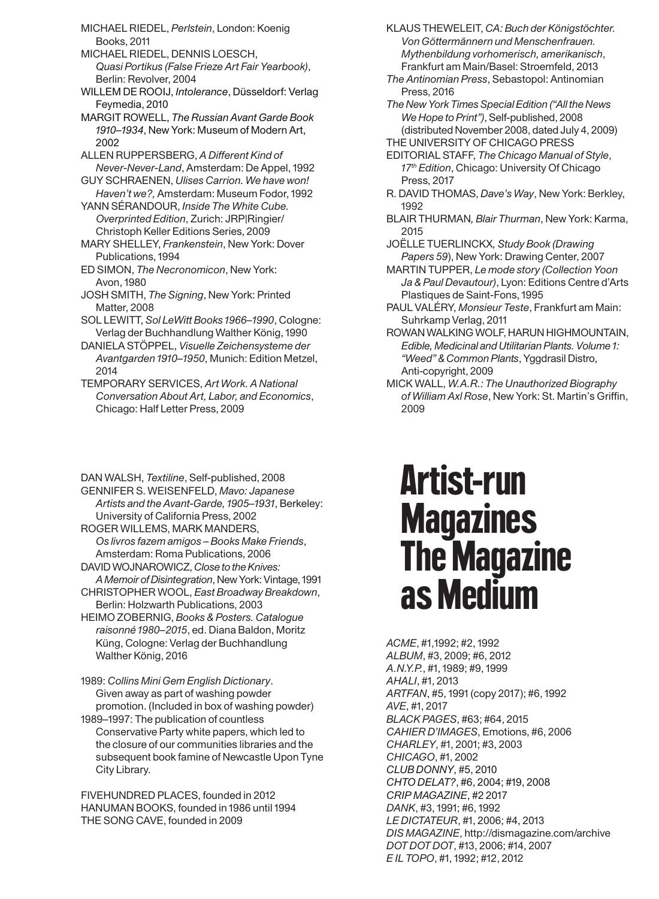MICHAEL RIEDEL, *Perlstein*, London: Koenig Books, 2011

MICHAEL RIEDEL, DENNIS LOESCH, *Quasi Portikus (False Frieze Art Fair Yearbook)*, Berlin: Revolver, 2004

WILLEM DE ROOIJ, *Intolerance*, Düsseldorf: Verlag Feymedia, 2010

MARGIT ROWELL, *The Russian Avant Garde Book 1910–1934*, New York: Museum of Modern Art, 2002

ALLEN RUPPERSBERG, *A Different Kind of Never-Never-Land*, Amsterdam: De Appel, 1992

GUY SCHRAENEN, *Ulises Carrion. We have won! Haven't we?,* Amsterdam: Museum Fodor, 1992

YANN SÉRANDOUR, *Inside The White Cube. Overprinted Edition*, Zurich: JRP|Ringier/Christoph Keller Editions Series, 2009

MARY SHELLEY, *Frankenstein*, New York: Dover Publications, 1994

ED SIMON, *The Necronomicon*, New York: Avon, 1980

JOSH SMITH, *The Signing*, New York: Printed Matter, 2008

SOL LEWITT, *Sol LeWitt Books 1966–1990*, Cologne: Verlag der Buchhandlung Walther König, 1990

DANIELA STÖPPEL, *Visuelle Zeichensysteme der Avantgarden 1910–1950*, Munich: Edition Metzel, 2014

TEMPORARY SERVICES, *Art Work. A National Conversation About Art, Labor, and Economics*, Chicago: Half Letter Press, 2009

KLAUS THEWELEIT, *CA: Buch der Königstöchter. Von Göttermännern und Menschenfrauen. Mythenbildung vorhomerisch, amerikanisch*, Frankfurt am Main/Basel: Stroemfeld, 2013

*The Antinomian Press*, Sebastopol: Antinomian Press, 2016

*The New York Times Special Edition ("All the News We Hope to Print")*, Self-published, 2008 (distributed November 2008, dated July 4, 2009)

THE UNIVERSITY OF CHICAGO PRESS EDITORIAL STAFF, *The Chicago Manual of Style*, *17th Edition*, Chicago: University Of Chicago Press, 2017

R. DAVID THOMAS, *Dave's Way*, New York: Berkley, 1992

BLAIR THURMAN*, Blair Thurman*, New York: Karma, 2015

JOËLLE TUERLINCKX*, Study Book (Drawing Papers 59*), New York: Drawing Center, 2007

MARTIN TUPPER, *Le mode story (Collection Yoon Ja & Paul Devautour)*, Lyon: Editions Centre d'Arts Plastiques de Saint-Fons, 1995

PAUL VALÉRY, *Monsieur Teste*, Frankfurt am Main: Suhrkamp Verlag, 2011

ROWAN WALKING WOLF, HARUN HIGHMOUNTAIN, *Edible, Medicinal and Utilitarian Plants. Volume 1: "Weed" & Common Plants*, Yggdrasil Distro, Anti-copyright, 2009

MICK WALL, *W.A.R.: The Unauthorized Biography of William Axl Rose*, New York: St. Martin's Griffin, 2009

DAN WALSH, *Textiline*, Self-published, 2008

GENNIFER S. WEISENFELD, *Mavo: Japanese Artists and the Avant-Garde, 1905–1931*, Berkeley: University of California Press, 2002

ROGER WILLEMS, MARK MANDERS, *Os livros fazem amigos – Books Make Friends*, Amsterdam: Roma Publications, 2006

DAVID WOJNAROWICZ, *Close to the Knives: A Memoir of Disintegration*, New York: Vintage, 1991

CHRISTOPHER WOOL, *East Broadway Breakdown*, Berlin: Holzwarth Publications, 2003

HEIMO ZOBERNIG, *Books & Posters. Catalogue raisonné 1980–2015*, ed. Diana Baldon, Moritz Küng, Cologne: Verlag der Buchhandlung Walther König, 2016

1989: *Collins Mini Gem English Dictionary*. Given away as part of washing powder promotion. (Included in box of washing powder)

1989–1997: The publication of countless Conservative Party white papers, which led to the closure of our communities libraries and the subsequent book famine of Newcastle Upon Tyne City Library.

FIVEHUNDRED PLACES, founded in 2012

HANUMAN BOOKS, founded in 1986 until 1994

THE SONG CAVE, founded in 2009

# Artist-run Magazines The Magazine as Medium

*ACME*, #1,1992; #2, 1992

*ALBUM*, #3, 2009; #6, 2012

*A.N.Y.P.*, #1, 1989; #9, 1999

*AHALI*, #1, 2013

*ARTFAN*, #5, 1991 (copy 2017); #6, 1992

*AVE*, #1, 2017

*BLACK PAGES*, #63; #64, 2015

*CAHIER D'IMAGES*, Emotions, #6, 2006

*CHARLEY*, #1, 2001; #3, 2003

*CHICAGO*, #1, 2002

*CLUB DONNY*, #5, 2010

*CHTO DELAT?*, #6, 2004; #19, 2008

*CRIP MAGAZINE*, #2 2017

*DANK*, #3, 1991; #6, 1992

*LE DICTATEUR*, #1, 2006; #4, 2013

*DIS MAGAZINE*, http://dismagazine.com/archive

*DOT DOT DOT*, #13, 2006; #14, 2007

*E IL TOPO*, #1, 1992; #12, 2012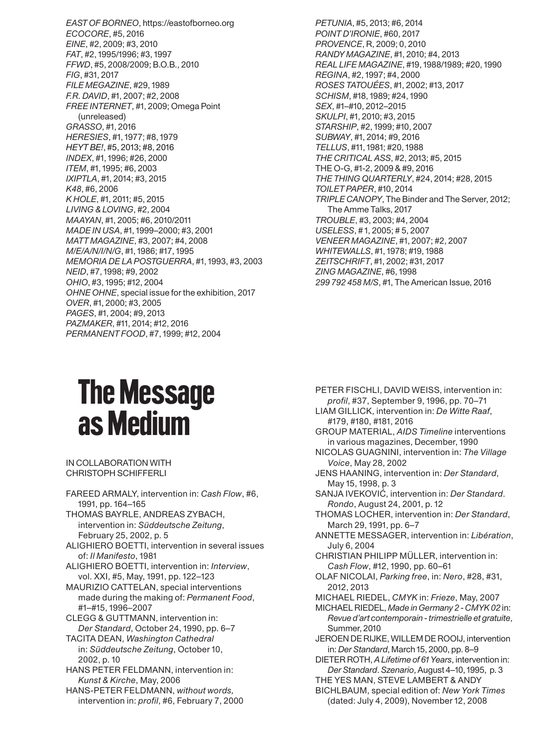*EAST OF BORNEO*, https://eastofborneo.org
*ECOCORE*, #5, 2016
*EINE*, #2, 2009; #3, 2010
*FAT*, #2, 1995/1996; #3, 1997
*FFWD*, #5, 2008/2009; B.O.B., 2010
*FIG*, #31, 2017
*FILE MEGAZINE*, #29, 1989
*F.R. DAVID*, #1, 2007; #2, 2008
*FREE INTERNET*, #1, 2009; Omega Point (unreleased)
*GRASSO*, #1, 2016
*HERESIES*, #1, 1977; #8, 1979
*HEYT BE!*, #5, 2013; #8, 2016
*INDEX*, #1, 1996; #26, 2000
*ITEM*, #1, 1995; #6, 2003
*IXIPTLA*, #1, 2014; #3, 2015
*K48*, #6, 2006
*K HOLE*, #1, 2011; #5, 2015
*LIVING & LOVING*, #2, 2004
*MAAYAN*, #1, 2005; #6, 2010/2011
*MADE IN USA*, #1, 1999–2000; #3, 2001
*MATT MAGAZINE*, #3, 2007; #4, 2008
*M/E/A/N/I/N/G*, #1, 1986; #17, 1995
*MEMORIA DE LA POSTGUERRA*, #1, 1993, #3, 2003
*NEID*, #7, 1998; #9, 2002
*OHIO*, #3, 1995; #12, 2004
*OHNE OHNE*, special issue for the exhibition, 2017
*OVER*, #1, 2000; #3, 2005
*PAGES*, #1, 2004; #9, 2013
*PAZMAKER*, #11, 2014; #12, 2016
*PERMANENT FOOD*, #7, 1999; #12, 2004
*PETUNIA*, #5, 2013; #6, 2014
*POINT D'IRONIE*, #60, 2017
*PROVENCE*, R, 2009; 0, 2010
*RANDY MAGAZINE*, #1, 2010; #4, 2013
*REAL LIFE MAGAZINE*, #19, 1988/1989; #20, 1990
*REGINA*, #2, 1997; #4, 2000
*ROSES TATOUÉES*, #1, 2002; #13, 2017
*SCHISM*, #18, 1989; #24, 1990
*SEX*, #1–#10, 2012–2015
*SKULPI*, #1, 2010; #3, 2015
*STARSHIP*, #2, 1999; #10, 2007
*SUBWAY*, #1, 2014; #9, 2016
*TELLUS*, #11, 1981; #20, 1988
*THE CRITICAL ASS*, #2, 2013; #5, 2015
THE O-G, #1-2, 2009 & #9, 2016
*THE THING QUARTERLY*, #24, 2014; #28, 2015
*TOILET PAPER*, #10, 2014
*TRIPLE CANOPY*, The Binder and The Server, 2012; The Amme Talks, 2017
*TROUBLE*, #3, 2003; #4, 2004
*USELESS*, # 1, 2005; # 5, 2007
*VENEER MAGAZINE*, #1, 2007; #2, 2007
*WHITEWALLS*, #1, 1978; #19, 1988
*ZEITSCHRIFT*, #1, 2002; #31, 2017
*ZING MAGAZINE*, #6, 1998
*299 792 458 M/S*, #1, The American Issue, 2016

# The Message as Medium

IN COLLABORATION WITH CHRISTOPH SCHIFFERLI

FAREED ARMALY, intervention in: *Cash Flow*, #6, 1991, pp. 164–165
THOMAS BAYRLE, ANDREAS ZYBACH, intervention in: *Süddeutsche Zeitung*, February 25, 2002, p. 5
ALIGHIERO BOETTI, intervention in several issues of: *Il Manifesto*, 1981
ALIGHIERO BOETTI, intervention in: *Interview*, vol. XXI, #5, May, 1991, pp. 122–123
MAURIZIO CATTELAN, special interventions made during the making of: *Permanent Food*, #1–#15, 1996–2007
CLEGG & GUTTMANN, intervention in: *Der Standard*, October 24, 1990, pp. 6–7
TACITA DEAN, *Washington Cathedral* in: *Süddeutsche Zeitung*, October 10, 2002, p. 10
HANS PETER FELDMANN, intervention in: *Kunst & Kirche*, May, 2006
HANS-PETER FELDMANN, *without words,* intervention in: *profil*, #6, February 7, 2000
PETER FISCHLI, DAVID WEISS, intervention in: *profil*, #37, September 9, 1996, pp. 70–71
LIAM GILLICK, intervention in: *De Witte Raaf*, #179, #180, #181, 2016
GROUP MATERIAL, *AIDS Timeline* interventions in various magazines, December, 1990
NICOLAS GUAGNINI, intervention in: *The Village Voice*, May 28, 2002
JENS HAANING, intervention in: *Der Standard*, May 15, 1998, p. 3
SANJA IVEKOVIĆ, intervention in: *Der Standard*. *Rondo*, August 24, 2001, p. 12
THOMAS LOCHER, intervention in: *Der Standard*, March 29, 1991, pp. 6–7
ANNETTE MESSAGER, intervention in: *Libération*, July 6, 2004
CHRISTIAN PHILIPP MÜLLER, intervention in: *Cash Flow*, #12, 1990, pp. 60–61
OLAF NICOLAI, *Parking free*, in: *Nero*, #28, #31, 2012, 2013
MICHAEL RIEDEL, *CMYK* in: *Frieze*, May, 2007
MICHAEL RIEDEL, *Made in Germany 2 - CMYK 02* in: *Revue d'art contemporain - trimestrielle et gratuite*, Summer, 2010
JEROEN DE RIJKE, WILLEM DE ROOIJ, intervention in: *Der Standard*, March 15, 2000, pp. 8–9
DIETER ROTH, *A Lifetime of 61 Years*, intervention in: *Der Standard*. *Szenario*, August 4–10, 1995, p. 3
THE YES MAN, STEVE LAMBERT & ANDY BICHLBAUM, special edition of: *New York Times* (dated: July 4, 2009), November 12, 2008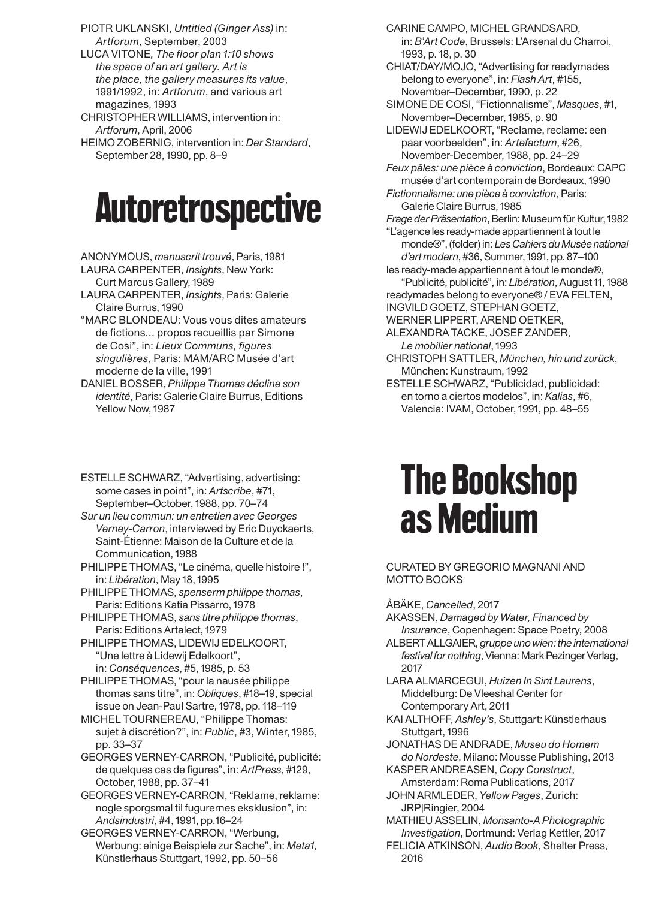PIOTR UKLANSKI, *Untitled (Ginger Ass)* in: *Artforum*, September, 2003

LUCA VITONE, *The floor plan 1:10 shows the space of an art gallery. Art is the place, the gallery measures its value*, 1991/1992, in: *Artforum*, and various art magazines, 1993

CHRISTOPHER WILLIAMS, intervention in: *Artforum*, April, 2006

HEIMO ZOBERNIG, intervention in: *Der Standard*, September 28, 1990, pp. 8–9

# Autoretrospective

ANONYMOUS, *manuscrit trouvé*, Paris, 1981

LAURA CARPENTER, *Insights*, New York: Curt Marcus Gallery, 1989

LAURA CARPENTER, *Insights*, Paris: Galerie Claire Burrus, 1990

"MARC BLONDEAU: Vous vous dites amateurs de fictions... propos recueillis par Simone de Cosi", in: *Lieux Communs, figures singulières*, Paris: MAM/ARC Musée d'art moderne de la ville, 1991

DANIEL BOSSER, *Philippe Thomas décline son identité*, Paris: Galerie Claire Burrus, Editions Yellow Now, 1987

CARINE CAMPO, MICHEL GRANDSARD, in: *B'Art Code*, Brussels: L'Arsenal du Charroi, 1993, p. 18, p. 30

CHIAT/DAY/MOJO, "Advertising for readymades belong to everyone", in: *Flash Art*, #155, November–December, 1990, p. 22

SIMONE DE COSI, "Fictionnalisme", *Masques*, #1, November–December, 1985, p. 90

LIDEWIJ EDELKOORT, "Reclame, reclame: een paar voorbeelden", in: *Artefactum*, #26, November-December, 1988, pp. 24–29

*Feux pâles: une pièce à conviction*, Bordeaux: CAPC musée d'art contemporain de Bordeaux, 1990

*Fictionnalisme: une pièce à conviction*, Paris: Galerie Claire Burrus, 1985

*Frage der Präsentation*, Berlin: Museum für Kultur, 1982

"L'agence les ready-made appartiennent à tout le monde®", (folder) in: *Les Cahiers du Musée national d'art modern*, #36, Summer, 1991, pp. 87–100

les ready-made appartiennent à tout le monde®, "Publicité, publicité", in: *Libération*, August 11, 1988

readymades belong to everyone® / EVA FELTEN, INGVILD GOETZ, STEPHAN GOETZ, WERNER LIPPERT, AREND OETKER, ALEXANDRA TACKE, JOSEF ZANDER, *Le mobilier national*, 1993

CHRISTOPH SATTLER, *München, hin und zurück*, München: Kunstraum, 1992

ESTELLE SCHWARZ, "Publicidad, publicidad: en torno a ciertos modelos", in: *Kalias*, #6, Valencia: IVAM, October, 1991, pp. 48–55

ESTELLE SCHWARZ, "Advertising, advertising: some cases in point", in: *Artscribe*, #71, September–October, 1988, pp. 70–74

*Sur un lieu commun: un entretien avec Georges Verney-Carron*, interviewed by Eric Duyckaerts, Saint-Étienne: Maison de la Culture et de la Communication, 1988

PHILIPPE THOMAS, "Le cinéma, quelle histoire !", in: *Libération*, May 18, 1995

PHILIPPE THOMAS, *spenserm philippe thomas*, Paris: Editions Katia Pissarro, 1978

PHILIPPE THOMAS, *sans titre philippe thomas*, Paris: Editions Artalect, 1979

PHILIPPE THOMAS, LIDEWIJ EDELKOORT, "Une lettre à Lidewij Edelkoort", in: *Conséquences*, #5, 1985, p. 53

PHILIPPE THOMAS, "pour la nausée philippe thomas sans titre", in: *Obliques*, #18–19, special issue on Jean-Paul Sartre, 1978, pp. 118–119

MICHEL TOURNEREAU, "Philippe Thomas: sujet à discrétion?", in: *Public*, #3, Winter, 1985, pp. 33–37

GEORGES VERNEY-CARRON, "Publicité, publicité: de quelques cas de figures", in: *ArtPress*, #129, October, 1988, pp. 37–41

GEORGES VERNEY-CARRON, "Reklame, reklame: nogle sporgsmal til fugurernes eksklusion", in: *Andsindustri*, #4, 1991, pp.16–24

GEORGES VERNEY-CARRON, "Werbung, Werbung: einige Beispiele zur Sache", in: *Meta1,* Künstlerhaus Stuttgart, 1992, pp. 50–56

# The Bookshop as Medium

CURATED BY GREGORIO MAGNANI AND MOTTO BOOKS

ÅBÄKE, *Cancelled*, 2017

AKASSEN, *Damaged by Water, Financed by Insurance*, Copenhagen: Space Poetry, 2008

ALBERT ALLGAIER, *gruppe uno wien: the international festival for nothing*, Vienna: Mark Pezinger Verlag, 2017

LARA ALMARCEGUI, *Huizen In Sint Laurens*, Middelburg: De Vleeshal Center for Contemporary Art, 2011

KAI ALTHOFF, *Ashley's*, Stuttgart: Künstlerhaus Stuttgart, 1996

JONATHAS DE ANDRADE, *Museu do Homem do Nordeste*, Milano: Mousse Publishing, 2013

KASPER ANDREASEN, *Copy Construct*, Amsterdam: Roma Publications, 2017

JOHN ARMLEDER, *Yellow Pages*, Zurich: JRP|Ringier, 2004

MATHIEU ASSELIN, *Monsanto-A Photographic Investigation*, Dortmund: Verlag Kettler, 2017

FELICIA ATKINSON, *Audio Book*, Shelter Press, 2016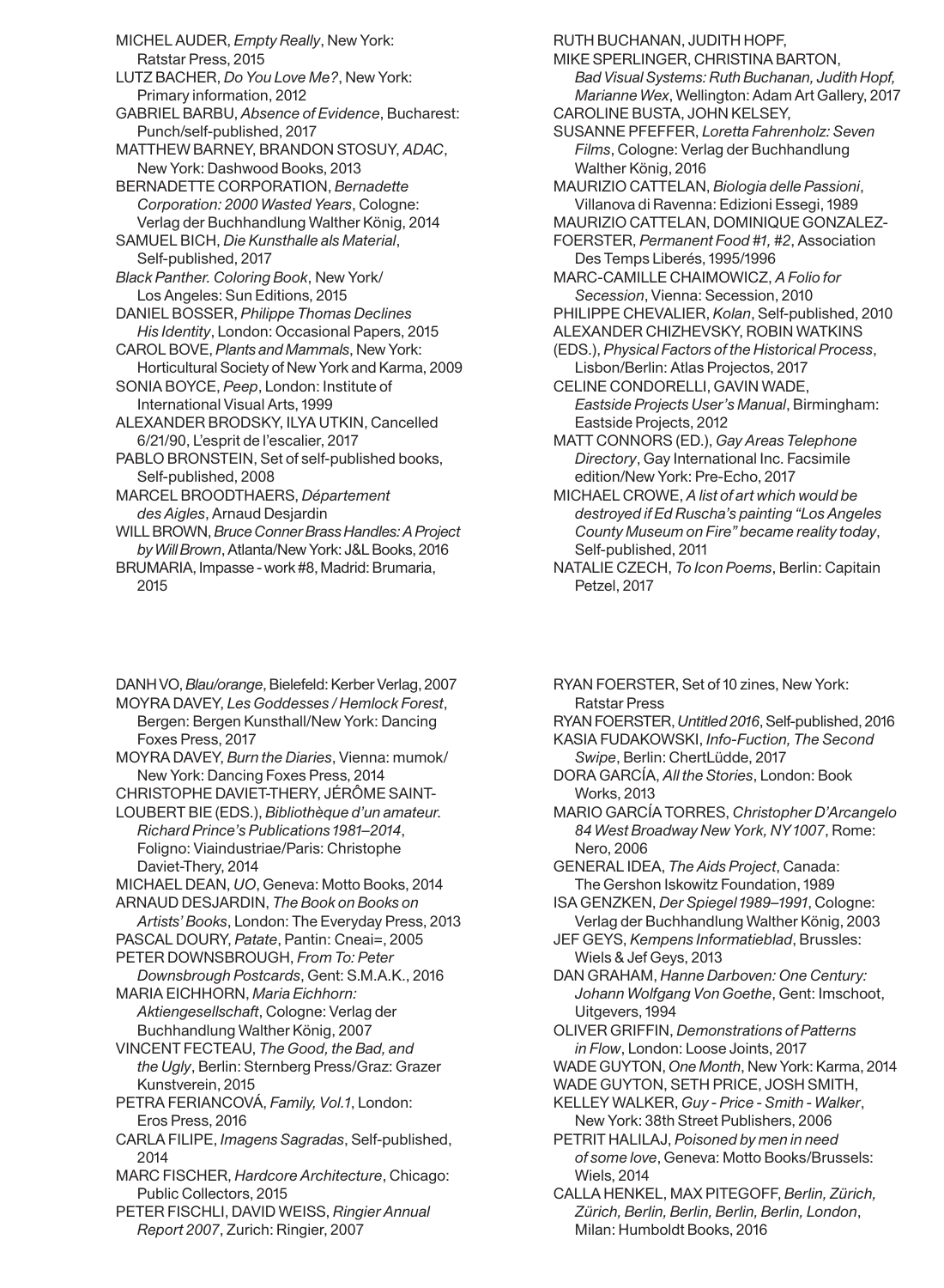MICHEL AUDER, *Empty Really*, New York: Ratstar Press, 2015

LUTZ BACHER, *Do You Love Me?*, New York: Primary information, 2012

GABRIEL BARBU, *Absence of Evidence*, Bucharest: Punch/self-published, 2017

MATTHEW BARNEY, BRANDON STOSUY, *ADAC*, New York: Dashwood Books, 2013

BERNADETTE CORPORATION, *Bernadette Corporation: 2000 Wasted Years*, Cologne: Verlag der Buchhandlung Walther König, 2014

SAMUEL BICH, *Die Kunsthalle als Material*, Self-published, 2017

*Black Panther. Coloring Book*, New York/ Los Angeles: Sun Editions, 2015

DANIEL BOSSER, *Philippe Thomas Declines His Identity*, London: Occasional Papers, 2015

CAROL BOVE, *Plants and Mammals*, New York: Horticultural Society of New York and Karma, 2009

SONIA BOYCE, *Peep*, London: Institute of International Visual Arts, 1999

ALEXANDER BRODSKY, ILYA UTKIN, Cancelled 6/21/90, L'esprit de l'escalier, 2017

PABLO BRONSTEIN, Set of self-published books, Self-published, 2008

MARCEL BROODTHAERS, *Département des Aigles*, Arnaud Desjardin

WILL BROWN, *Bruce Conner Brass Handles: A Project by Will Brown*, Atlanta/New York: J&L Books, 2016

BRUMARIA, Impasse - work #8, Madrid: Brumaria, 2015

RUTH BUCHANAN, JUDITH HOPF, MIKE SPERLINGER, CHRISTINA BARTON, *Bad Visual Systems: Ruth Buchanan, Judith Hopf, Marianne Wex*, Wellington: Adam Art Gallery, 2017

CAROLINE BUSTA, JOHN KELSEY, SUSANNE PFEFFER, *Loretta Fahrenholz: Seven Films*, Cologne: Verlag der Buchhandlung Walther König, 2016

MAURIZIO CATTELAN, *Biologia delle Passioni*, Villanova di Ravenna: Edizioni Essegi, 1989

MAURIZIO CATTELAN, DOMINIQUE GONZALEZ-FOERSTER, *Permanent Food #1, #2*, Association Des Temps Liberés, 1995/1996

MARC-CAMILLE CHAIMOWICZ, *A Folio for Secession*, Vienna: Secession, 2010

PHILIPPE CHEVALIER, *Kolan*, Self-published, 2010

ALEXANDER CHIZHEVSKY, ROBIN WATKINS (EDS.), *Physical Factors of the Historical Process*, Lisbon/Berlin: Atlas Projectos, 2017

CELINE CONDORELLI, GAVIN WADE, *Eastside Projects User's Manual*, Birmingham: Eastside Projects, 2012

MATT CONNORS (ED.), *Gay Areas Telephone Directory*, Gay International Inc. Facsimile edition/New York: Pre-Echo, 2017

MICHAEL CROWE, *A list of art which would be destroyed if Ed Ruscha's painting "Los Angeles County Museum on Fire" became reality today*, Self-published, 2011

NATALIE CZECH, *To Icon Poems*, Berlin: Capitain Petzel, 2017

DANH VO, *Blau/orange*, Bielefeld: Kerber Verlag, 2007

MOYRA DAVEY, *Les Goddesses / Hemlock Forest*, Bergen: Bergen Kunsthall/New York: Dancing Foxes Press, 2017

MOYRA DAVEY, *Burn the Diaries*, Vienna: mumok/ New York: Dancing Foxes Press, 2014

CHRISTOPHE DAVIET-THERY, JÉRÔME SAINT-LOUBERT BIE (EDS.), *Bibliothèque d'un amateur. Richard Prince's Publications 1981–2014*, Foligno: Viaindustriae/Paris: Christophe Daviet-Thery, 2014

MICHAEL DEAN, *UO*, Geneva: Motto Books, 2014

ARNAUD DESJARDIN, *The Book on Books on Artists' Books*, London: The Everyday Press, 2013

PASCAL DOURY, *Patate*, Pantin: Cneai=, 2005

PETER DOWNSBROUGH, *From To: Peter Downsbrough Postcards*, Gent: S.M.A.K., 2016

MARIA EICHHORN, *Maria Eichhorn: Aktiengesellschaft*, Cologne: Verlag der Buchhandlung Walther König, 2007

VINCENT FECTEAU, *The Good, the Bad, and the Ugly*, Berlin: Sternberg Press/Graz: Grazer Kunstverein, 2015

PETRA FERIANCOVÁ, *Family, Vol.1*, London: Eros Press, 2016

CARLA FILIPE, *Imagens Sagradas*, Self-published, 2014

MARC FISCHER, *Hardcore Architecture*, Chicago: Public Collectors, 2015

PETER FISCHLI, DAVID WEISS, *Ringier Annual Report 2007*, Zurich: Ringier, 2007

RYAN FOERSTER, Set of 10 zines, New York: Ratstar Press

RYAN FOERSTER, *Untitled 2016*, Self-published, 2016

KASIA FUDAKOWSKI, *Info-Fuction, The Second Swipe*, Berlin: ChertLüdde, 2017

DORA GARCÍA, *All the Stories*, London: Book Works, 2013

MARIO GARCÍA TORRES, *Christopher D'Arcangelo 84 West Broadway New York, NY 1007*, Rome: Nero, 2006

GENERAL IDEA, *The Aids Project*, Canada: The Gershon Iskowitz Foundation, 1989

ISA GENZKEN, *Der Spiegel 1989–1991*, Cologne: Verlag der Buchhandlung Walther König, 2003

JEF GEYS, *Kempens Informatieblad*, Brussles: Wiels & Jef Geys, 2013

DAN GRAHAM, *Hanne Darboven: One Century: Johann Wolfgang Von Goethe*, Gent: Imschoot, Uitgevers, 1994

OLIVER GRIFFIN, *Demonstrations of Patterns in Flow*, London: Loose Joints, 2017

WADE GUYTON, *One Month*, New York: Karma, 2014

WADE GUYTON, SETH PRICE, JOSH SMITH, KELLEY WALKER, *Guy - Price - Smith - Walker*, New York: 38th Street Publishers, 2006

PETRIT HALILAJ, *Poisoned by men in need of some love*, Geneva: Motto Books/Brussels: Wiels, 2014

CALLA HENKEL, MAX PITEGOFF, *Berlin, Zürich, Zürich, Berlin, Berlin, Berlin, Berlin, London*, Milan: Humboldt Books, 2016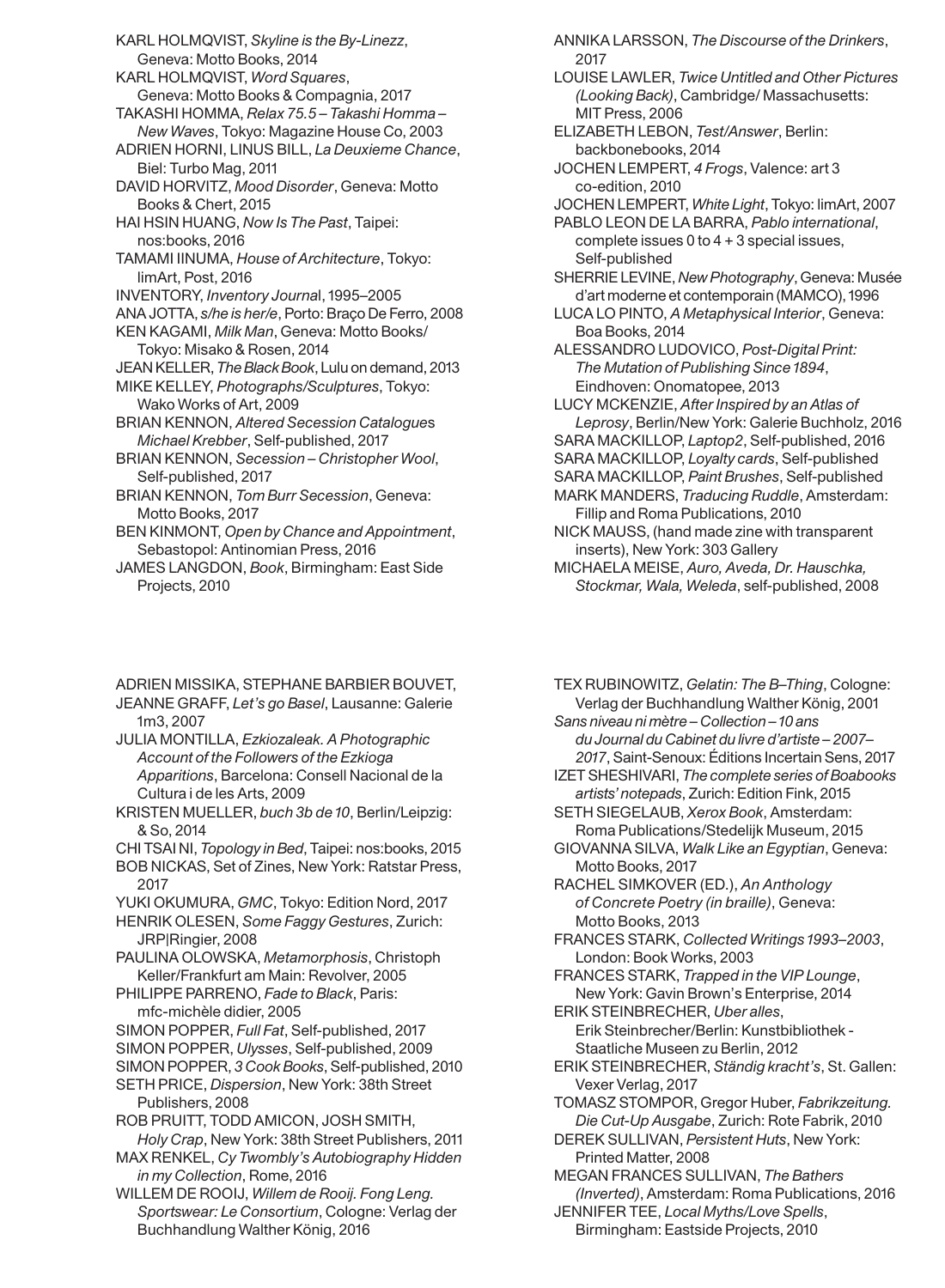KARL HOLMQVIST, *Skyline is the By-Linezz*, Geneva: Motto Books, 2014

KARL HOLMQVIST, *Word Squares*, Geneva: Motto Books & Compagnia, 2017

TAKASHI HOMMA, *Relax 75.5 – Takashi Homma – New Waves*, Tokyo: Magazine House Co, 2003

ADRIEN HORNI, LINUS BILL, *La Deuxieme Chance*, Biel: Turbo Mag, 2011

DAVID HORVITZ, *Mood Disorder*, Geneva: Motto Books & Chert, 2015

HAI HSIN HUANG, *Now Is The Past*, Taipei: nos:books, 2016

TAMAMI IINUMA, *House of Architecture*, Tokyo: limArt, Post, 2016

INVENTORY, *Inventory Journal*, 1995–2005

ANA JOTTA, *s/he is her/e*, Porto: Braço De Ferro, 2008

KEN KAGAMI, *Milk Man*, Geneva: Motto Books/ Tokyo: Misako & Rosen, 2014

JEAN KELLER, *The Black Book*, Lulu on demand, 2013

MIKE KELLEY, *Photographs/Sculptures*, Tokyo: Wako Works of Art, 2009

BRIAN KENNON, *Altered Secession Catalogues Michael Krebber*, Self-published, 2017

BRIAN KENNON, *Secession – Christopher Wool*, Self-published, 2017

BRIAN KENNON, *Tom Burr Secession*, Geneva: Motto Books, 2017

BEN KINMONT, *Open by Chance and Appointment*, Sebastopol: Antinomian Press, 2016

JAMES LANGDON, *Book*, Birmingham: East Side Projects, 2010

ANNIKA LARSSON, *The Discourse of the Drinkers*, 2017

LOUISE LAWLER, *Twice Untitled and Other Pictures (Looking Back)*, Cambridge/ Massachusetts: MIT Press, 2006

ELIZABETH LEBON, *Test/Answer*, Berlin: backbonebooks, 2014

JOCHEN LEMPERT, *4 Frogs*, Valence: art 3 co-edition, 2010

JOCHEN LEMPERT, *White Light*, Tokyo: limArt, 2007

PABLO LEON DE LA BARRA, *Pablo international*, complete issues 0 to 4 + 3 special issues, Self-published

SHERRIE LEVINE, *New Photography*, Geneva: Musée d'art moderne et contemporain (MAMCO), 1996

LUCA LO PINTO, *A Metaphysical Interior*, Geneva: Boa Books, 2014

ALESSANDRO LUDOVICO, *Post-Digital Print: The Mutation of Publishing Since 1894*, Eindhoven: Onomatopee, 2013

LUCY MCKENZIE, *After Inspired by an Atlas of Leprosy*, Berlin/New York: Galerie Buchholz, 2016

SARA MACKILLOP, *Laptop2*, Self-published, 2016

SARA MACKILLOP, *Loyalty cards*, Self-published

SARA MACKILLOP, *Paint Brushes*, Self-published

MARK MANDERS, *Traducing Ruddle*, Amsterdam: Fillip and Roma Publications, 2010

NICK MAUSS, (hand made zine with transparent inserts), New York: 303 Gallery

MICHAELA MEISE, *Auro, Aveda, Dr. Hauschka, Stockmar, Wala, Weleda*, self-published, 2008

ADRIEN MISSIKA, STEPHANE BARBIER BOUVET, JEANNE GRAFF, *Let's go Basel*, Lausanne: Galerie 1m3, 2007

JULIA MONTILLA, *Ezkiozaleak. A Photographic Account of the Followers of the Ezkioga Apparitions*, Barcelona: Consell Nacional de la Cultura i de les Arts, 2009

KRISTEN MUELLER, *buch 3b de 10*, Berlin/Leipzig: & So, 2014

CHI TSAI NI, *Topology in Bed*, Taipei: nos:books, 2015

BOB NICKAS, Set of Zines, New York: Ratstar Press, 2017

YUKI OKUMURA, *GMC*, Tokyo: Edition Nord, 2017

HENRIK OLESEN, *Some Faggy Gestures*, Zurich: JRP|Ringier, 2008

PAULINA OLOWSKA, *Metamorphosis*, Christoph Keller/Frankfurt am Main: Revolver, 2005

PHILIPPE PARRENO, *Fade to Black*, Paris: mfc-michèle didier, 2005

SIMON POPPER, *Full Fat*, Self-published, 2017

SIMON POPPER, *Ulysses*, Self-published, 2009

SIMON POPPER, *3 Cook Books*, Self-published, 2010

SETH PRICE, *Dispersion*, New York: 38th Street Publishers, 2008

ROB PRUITT, TODD AMICON, JOSH SMITH, *Holy Crap*, New York: 38th Street Publishers, 2011

MAX RENKEL, *Cy Twombly's Autobiography Hidden in my Collection*, Rome, 2016

WILLEM DE ROOIJ, *Willem de Rooij. Fong Leng. Sportswear: Le Consortium*, Cologne: Verlag der Buchhandlung Walther König, 2016

TEX RUBINOWITZ, *Gelatin: The B–Thing*, Cologne: Verlag der Buchhandlung Walther König, 2001

*Sans niveau ni mètre – Collection – 10 ans du Journal du Cabinet du livre d'artiste – 2007–2017*, Saint-Senoux: Éditions Incertain Sens, 2017

IZET SHESHIVARI, *The complete series of Boabooks artists' notepads*, Zurich: Edition Fink, 2015

SETH SIEGELAUB, *Xerox Book*, Amsterdam: Roma Publications/Stedelijk Museum, 2015

GIOVANNA SILVA, *Walk Like an Egyptian*, Geneva: Motto Books, 2017

RACHEL SIMKOVER (ED.), *An Anthology of Concrete Poetry (in braille)*, Geneva: Motto Books, 2013

FRANCES STARK, *Collected Writings 1993–2003*, London: Book Works, 2003

FRANCES STARK, *Trapped in the VIP Lounge*, New York: Gavin Brown's Enterprise, 2014

ERIK STEINBRECHER, *Uber alles*, Erik Steinbrecher/Berlin: Kunstbibliothek - Staatliche Museen zu Berlin, 2012

ERIK STEINBRECHER, *Ständig kracht's*, St. Gallen: Vexer Verlag, 2017

TOMASZ STOMPOR, Gregor Huber, *Fabrikzeitung. Die Cut-Up Ausgabe*, Zurich: Rote Fabrik, 2010

DEREK SULLIVAN, *Persistent Huts*, New York: Printed Matter, 2008

MEGAN FRANCES SULLIVAN, *The Bathers (Inverted)*, Amsterdam: Roma Publications, 2016

JENNIFER TEE, *Local Myths/Love Spells*, Birmingham: Eastside Projects, 2010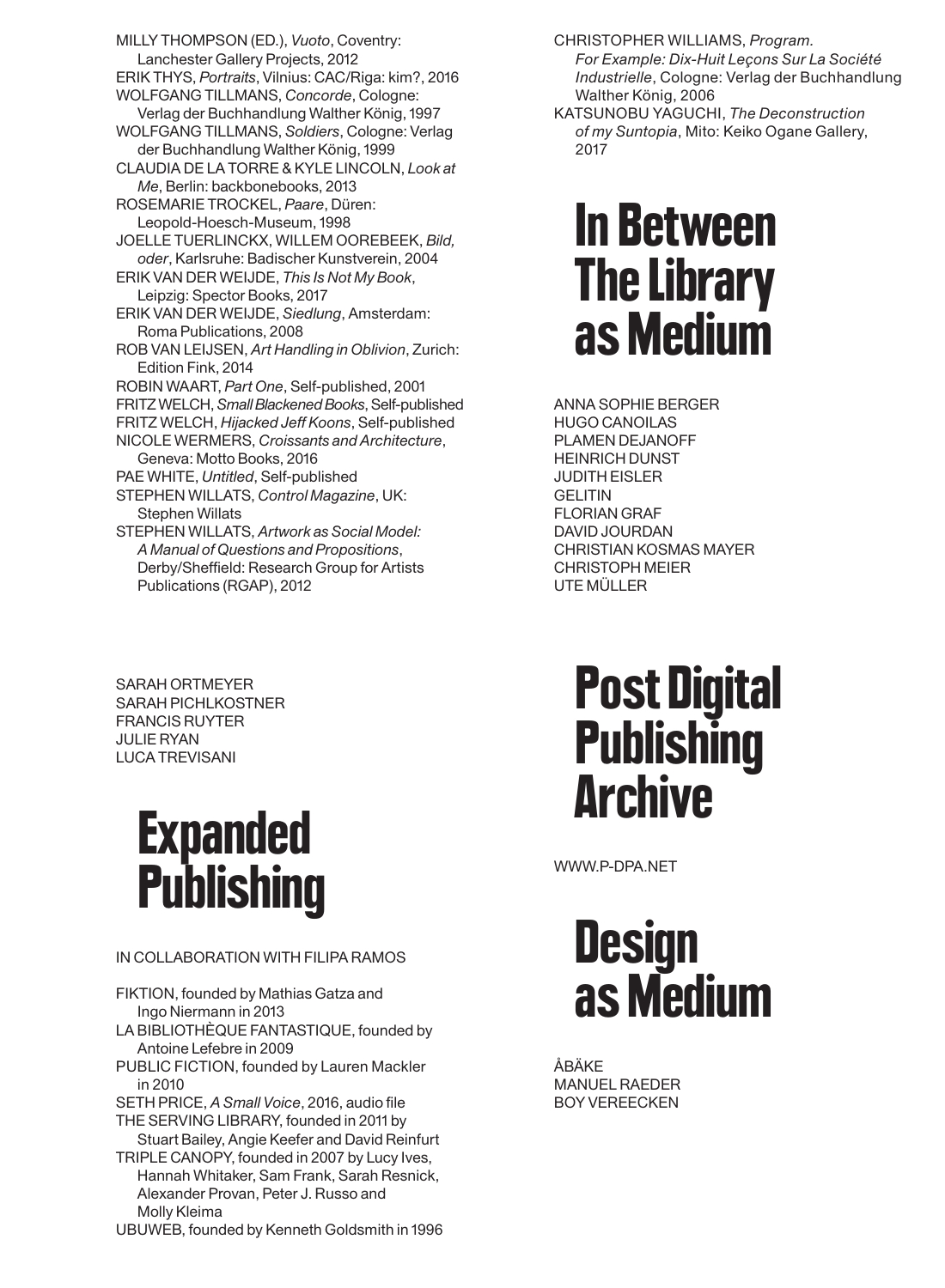MILLY THOMPSON (ED.), *Vuoto*, Coventry: Lanchester Gallery Projects, 2012
ERIK THYS, *Portraits*, Vilnius: CAC/Riga: kim?, 2016
WOLFGANG TILLMANS, *Concorde*, Cologne: Verlag der Buchhandlung Walther König, 1997
WOLFGANG TILLMANS, *Soldiers*, Cologne: Verlag der Buchhandlung Walther König, 1999
CLAUDIA DE LA TORRE & KYLE LINCOLN, *Look at Me*, Berlin: backbonebooks, 2013
ROSEMARIE TROCKEL, *Paare*, Düren: Leopold-Hoesch-Museum, 1998
JOELLE TUERLINCKX, WILLEM OOREBEEK, *Bild, oder*, Karlsruhe: Badischer Kunstverein, 2004
ERIK VAN DER WEIJDE, *This Is Not My Book*, Leipzig: Spector Books, 2017
ERIK VAN DER WEIJDE, *Siedlung*, Amsterdam: Roma Publications, 2008
ROB VAN LEIJSEN, *Art Handling in Oblivion*, Zurich: Edition Fink, 2014
ROBIN WAART, *Part One*, Self-published, 2001
FRITZ WELCH, *Small Blackened Books*, Self-published
FRITZ WELCH, *Hijacked Jeff Koons*, Self-published
NICOLE WERMERS, *Croissants and Architecture*, Geneva: Motto Books, 2016
PAE WHITE, *Untitled*, Self-published
STEPHEN WILLATS, *Control Magazine*, UK: Stephen Willats
STEPHEN WILLATS, *Artwork as Social Model: A Manual of Questions and Propositions*, Derby/Sheffield: Research Group for Artists Publications (RGAP), 2012
CHRISTOPHER WILLIAMS, *Program. For Example: Dix-Huit Leçons Sur La Société Industrielle*, Cologne: Verlag der Buchhandlung Walther König, 2006
KATSUNOBU YAGUCHI, *The Deconstruction of my Suntopia*, Mito: Keiko Ogane Gallery, 2017

# In Between The Library as Medium

ANNA SOPHIE BERGER
HUGO CANOILAS
PLAMEN DEJANOFF
HEINRICH DUNST
JUDITH EISLER
GELITIN
FLORIAN GRAF
DAVID JOURDAN
CHRISTIAN KOSMAS MAYER
CHRISTOPH MEIER
UTE MÜLLER
SARAH ORTMEYER
SARAH PICHLKOSTNER
FRANCIS RUYTER
JULIE RYAN
LUCA TREVISANI

# Expanded Publishing

IN COLLABORATION WITH FILIPA RAMOS

FIKTION, founded by Mathias Gatza and Ingo Niermann in 2013
LA BIBLIOTHÈQUE FANTASTIQUE, founded by Antoine Lefebre in 2009
PUBLIC FICTION, founded by Lauren Mackler in 2010
SETH PRICE, *A Small Voice*, 2016, audio file
THE SERVING LIBRARY, founded in 2011 by Stuart Bailey, Angie Keefer and David Reinfurt
TRIPLE CANOPY, founded in 2007 by Lucy Ives, Hannah Whitaker, Sam Frank, Sarah Resnick, Alexander Provan, Peter J. Russo and Molly Kleima
UBUWEB, founded by Kenneth Goldsmith in 1996

# Post Digital Publishing Archive

WWW.P-DPA.NET

# Design as Medium

ÅBÄKE
MANUEL RAEDER
BOY VEREECKEN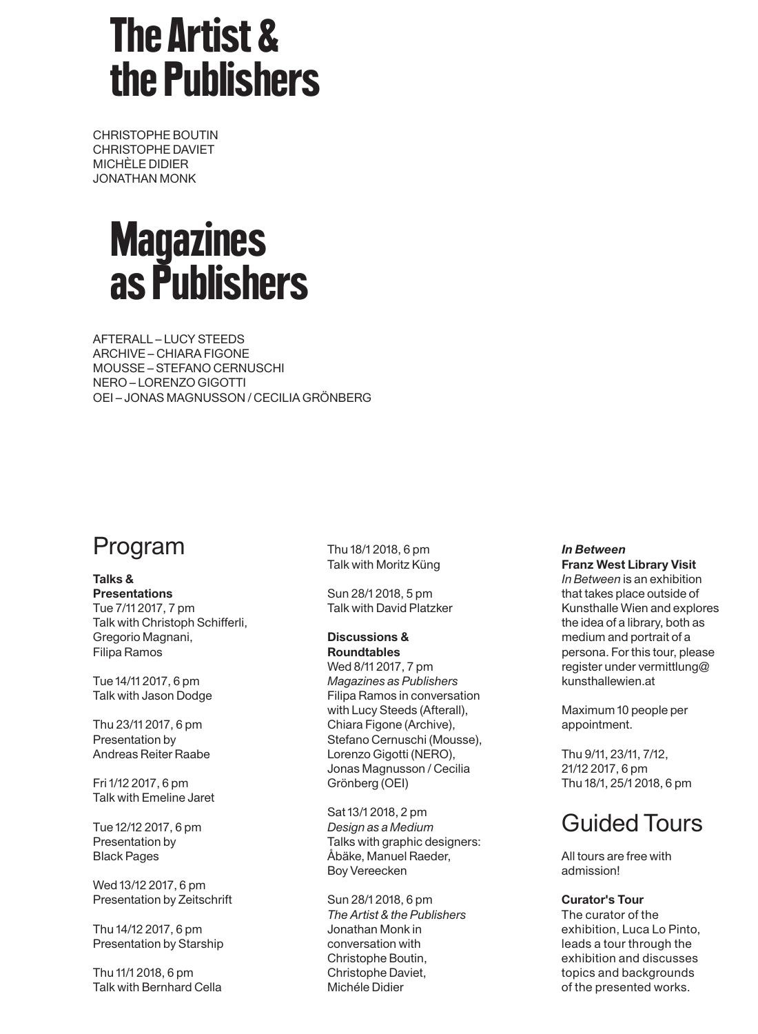# The Artist & the Publishers

CHRISTOPHE BOUTIN
CHRISTOPHE DAVIET
MICHÈLE DIDIER
JONATHAN MONK

# Magazines as Publishers

AFTERALL – LUCY STEEDS
ARCHIVE – CHIARA FIGONE
MOUSSE – STEFANO CERNUSCHI
NERO – LORENZO GIGOTTI
OEI – JONAS MAGNUSSON / CECILIA GRÖNBERG

## Program

**Talks & Presentations**

Tue 7/11 2017, 7 pm
Talk with Christoph Schifferli, Gregorio Magnani, Filipa Ramos

Tue 14/11 2017, 6 pm
Talk with Jason Dodge

Thu 23/11 2017, 6 pm
Presentation by Andreas Reiter Raabe

Fri 1/12 2017, 6 pm
Talk with Emeline Jaret

Tue 12/12 2017, 6 pm
Presentation by Black Pages

Wed 13/12 2017, 6 pm
Presentation by Zeitschrift

Thu 14/12 2017, 6 pm
Presentation by Starship

Thu 11/1 2018, 6 pm
Talk with Bernhard Cella

Thu 18/1 2018, 6 pm
Talk with Moritz Küng

Sun 28/1 2018, 5 pm
Talk with David Platzker

**Discussions & Roundtables**

Wed 8/11 2017, 7 pm
*Magazines as Publishers*
Filipa Ramos in conversation with Lucy Steeds (Afterall), Chiara Figone (Archive), Stefano Cernuschi (Mousse), Lorenzo Gigotti (NERO), Jonas Magnusson / Cecilia Grönberg (OEI)

Sat 13/1 2018, 2 pm
*Design as a Medium*
Talks with graphic designers: Åbäke, Manuel Raeder, Boy Vereecken

Sun 28/1 2018, 6 pm
*The Artist & the Publishers*
Jonathan Monk in conversation with Christophe Boutin, Christophe Daviet, Michéle Didier

***In Between***
**Franz West Library Visit**
*In Between* is an exhibition that takes place outside of Kunsthalle Wien and explores the idea of a library, both as medium and portrait of a persona. For this tour, please register under vermittlung@kunsthallewien.at

Maximum 10 people per appointment.

Thu 9/11, 23/11, 7/12, 21/12 2017, 6 pm
Thu 18/1, 25/1 2018, 6 pm

## Guided Tours

All tours are free with admission!

**Curator's Tour**
The curator of the exhibition, Luca Lo Pinto, leads a tour through the exhibition and discusses topics and backgrounds of the presented works.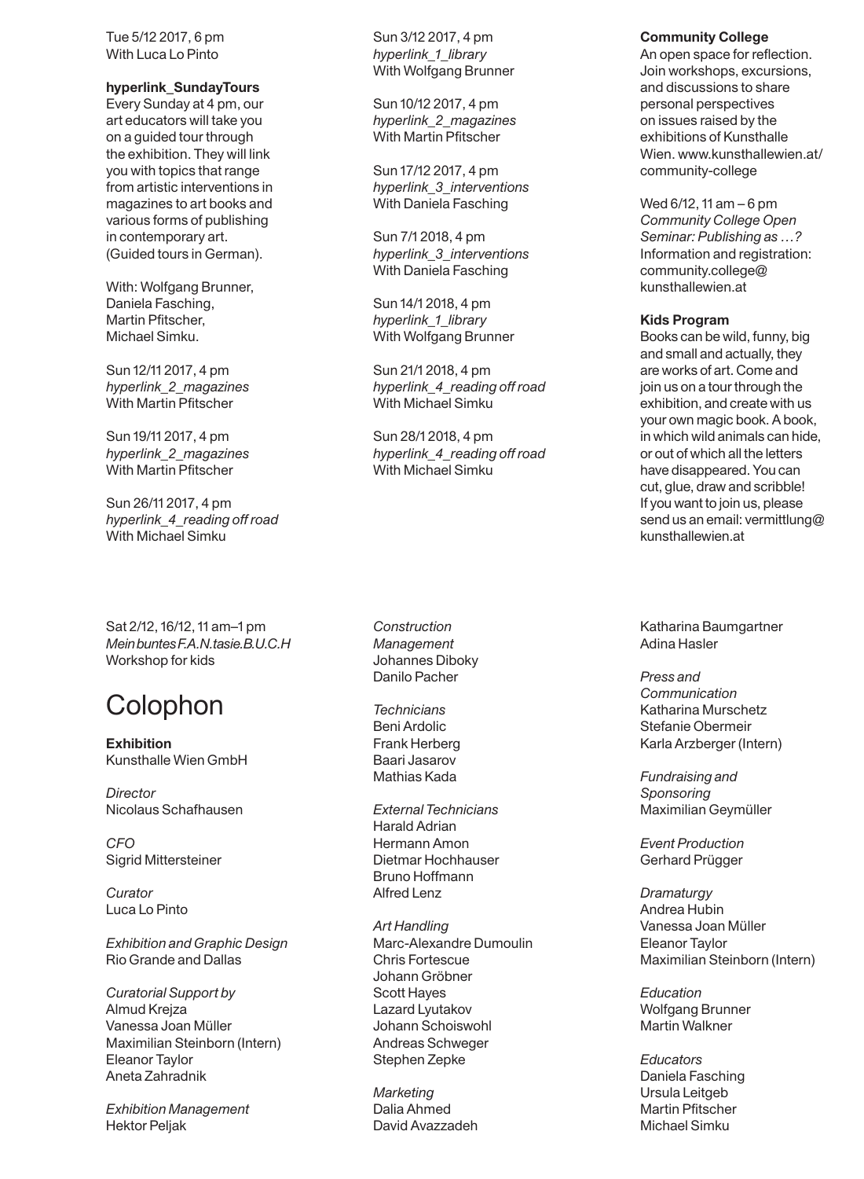Tue 5/12 2017, 6 pm
With Luca Lo Pinto

**hyperlink_SundayTours**
Every Sunday at 4 pm, our art educators will take you on a guided tour through the exhibition. They will link you with topics that range from artistic interventions in magazines to art books and various forms of publishing in contemporary art. (Guided tours in German).

With: Wolfgang Brunner, Daniela Fasching, Martin Pfitscher, Michael Simku.

Sun 12/11 2017, 4 pm
*hyperlink_2_magazines*
With Martin Pfitscher

Sun 19/11 2017, 4 pm
*hyperlink_2_magazines*
With Martin Pfitscher

Sun 26/11 2017, 4 pm
*hyperlink_4_reading off road*
With Michael Simku

Sun 3/12 2017, 4 pm
*hyperlink_1_library*
With Wolfgang Brunner

Sun 10/12 2017, 4 pm
*hyperlink_2_magazines*
With Martin Pfitscher

Sun 17/12 2017, 4 pm
*hyperlink_3_interventions*
With Daniela Fasching

Sun 7/1 2018, 4 pm
*hyperlink_3_interventions*
With Daniela Fasching

Sun 14/1 2018, 4 pm
*hyperlink_1_library*
With Wolfgang Brunner

Sun 21/1 2018, 4 pm
*hyperlink_4_reading off road*
With Michael Simku

Sun 28/1 2018, 4 pm
*hyperlink_4_reading off road*
With Michael Simku

**Community College**
An open space for reflection. Join workshops, excursions, and discussions to share personal perspectives on issues raised by the exhibitions of Kunsthalle Wien. www.kunsthallewien.at/community-college

Wed 6/12, 11 am – 6 pm
*Community College Open Seminar: Publishing as …?*
Information and registration: community.college@kunsthallewien.at

**Kids Program**
Books can be wild, funny, big and small and actually, they are works of art. Come and join us on a tour through the exhibition, and create with us your own magic book. A book, in which wild animals can hide, or out of which all the letters have disappeared. You can cut, glue, draw and scribble! If you want to join us, please send us an email: vermittlung@kunsthallewien.at

Sat 2/12, 16/12, 11 am–1 pm
*Mein buntes F.A.N.tasie.B.U.C.H*
Workshop for kids

# Colophon

**Exhibition**
Kunsthalle Wien GmbH

*Director*
Nicolaus Schafhausen

*CFO*
Sigrid Mittersteiner

*Curator*
Luca Lo Pinto

*Exhibition and Graphic Design*
Rio Grande and Dallas

*Curatorial Support by*
Almud Krejza
Vanessa Joan Müller
Maximilian Steinborn (Intern)
Eleanor Taylor
Aneta Zahradnik

*Exhibition Management*
Hektor Peljak

*Construction Management*
Johannes Diboky
Danilo Pacher

*Technicians*
Beni Ardolic
Frank Herberg
Baari Jasarov
Mathias Kada

*External Technicians*
Harald Adrian
Hermann Amon
Dietmar Hochhauser
Bruno Hoffmann
Alfred Lenz

*Art Handling*
Marc-Alexandre Dumoulin
Chris Fortescue
Johann Gröbner
Scott Hayes
Lazard Lyutakov
Johann Schoiswohl
Andreas Schweger
Stephen Zepke

*Marketing*
Dalia Ahmed
David Avazzadeh
Katharina Baumgartner
Adina Hasler

*Press and Communication*
Katharina Murschetz
Stefanie Obermeir
Karla Arzberger (Intern)

*Fundraising and Sponsoring*
Maximilian Geymüller

*Event Production*
Gerhard Prügger

*Dramaturgy*
Andrea Hubin
Vanessa Joan Müller
Eleanor Taylor
Maximilian Steinborn (Intern)

*Education*
Wolfgang Brunner
Martin Walkner

*Educators*
Daniela Fasching
Ursula Leitgeb
Martin Pfitscher
Michael Simku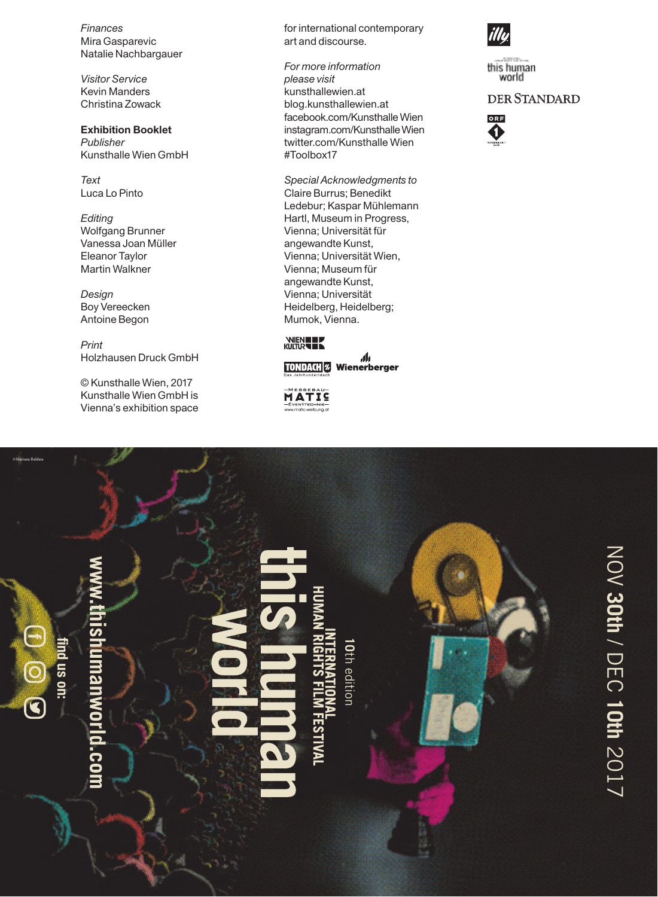*Finances*
Mira Gasparevic
Natalie Nachbargauer

*Visitor Service*
Kevin Manders
Christina Zowack

**Exhibition Booklet**
*Publisher*
Kunsthalle Wien GmbH

*Text*
Luca Lo Pinto

*Editing*
Wolfgang Brunner
Vanessa Joan Müller
Eleanor Taylor
Martin Walkner

*Design*
Boy Vereecken
Antoine Begon

*Print*
Holzhausen Druck GmbH

© Kunsthalle Wien, 2017
Kunsthalle Wien GmbH is
Vienna's exhibition space
for international contemporary
art and discourse.

*For more information please visit*
kunsthallewien.at
blog.kunsthallewien.at
facebook.com/Kunsthalle Wien
instagram.com/Kunsthalle Wien
twitter.com/Kunsthalle Wien
#Toolbox17

*Special Acknowledgments to*
Claire Burrus; Benedikt Ledebur; Kaspar Mühlemann Hartl, Museum in Progress, Vienna; Universität für angewandte Kunst, Vienna; Universität Wien, Vienna; Museum für angewandte Kunst, Vienna; Universität Heidelberg, Heidelberg; Mumok, Vienna.

WIEN KULTUR
TONDACH Das Jahrhundertdach
Wienerberger
MESSEBAU MATIC EVENTTECHNIK www.matic-werbung.at

illy
this human world
DER STANDARD
ORF 1

NOV **30th** / DEC **10th** 2017

10th edition

**INTERNATIONAL HUMAN RIGHTS FILM FESTIVAL**

**this human world**

**www.thishumanworld.com**

**find us on:**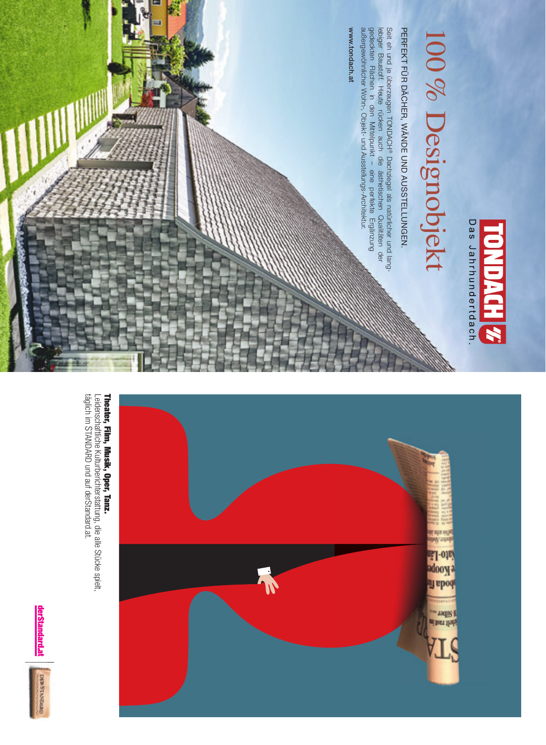# 100 % Designobjekt

**TONDACH**

Das Jahrhundertdach.

PERFEKT FÜR DÄCHER, WÄNDE UND AUSSTELLUNGEN.

Seit eh und je überzeugen TONDACH® Dachziegel als natürlicher und langlebiger Baustoff. Heute rücken auch die ästhetischen Qualitäten der gedeckten Flächen in den Mittelpunkt – eine perfekte Ergänzung außergewöhnlicher Wohn-, Objekt- und Ausstellungs-Architektur.

**www.tondach.at**

**Theater, Film, Musik, Oper, Tanz.**
Leidenschaftliche Kulturberichterstattung, die alle Stücke spielt, täglich im STANDARD und auf derStandard.at.

**derStandard.at**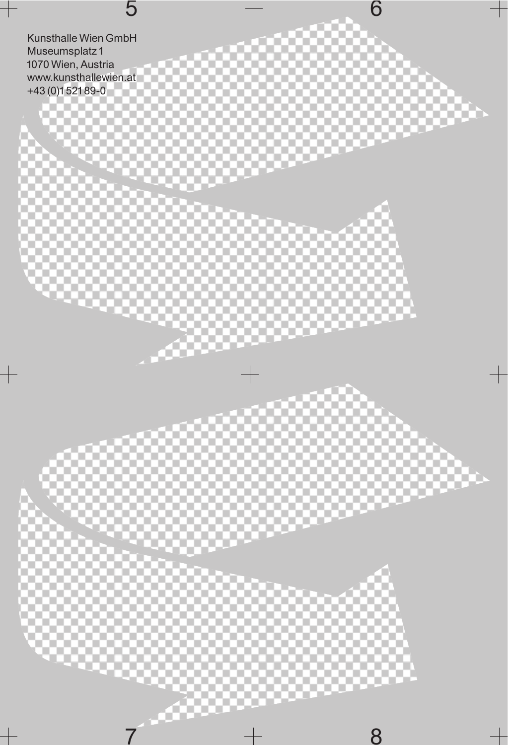Kunsthalle Wien GmbH
Museumsplatz 1
1070 Wien, Austria
www.kunsthallewien.at
+43 (0)1 521 89-0